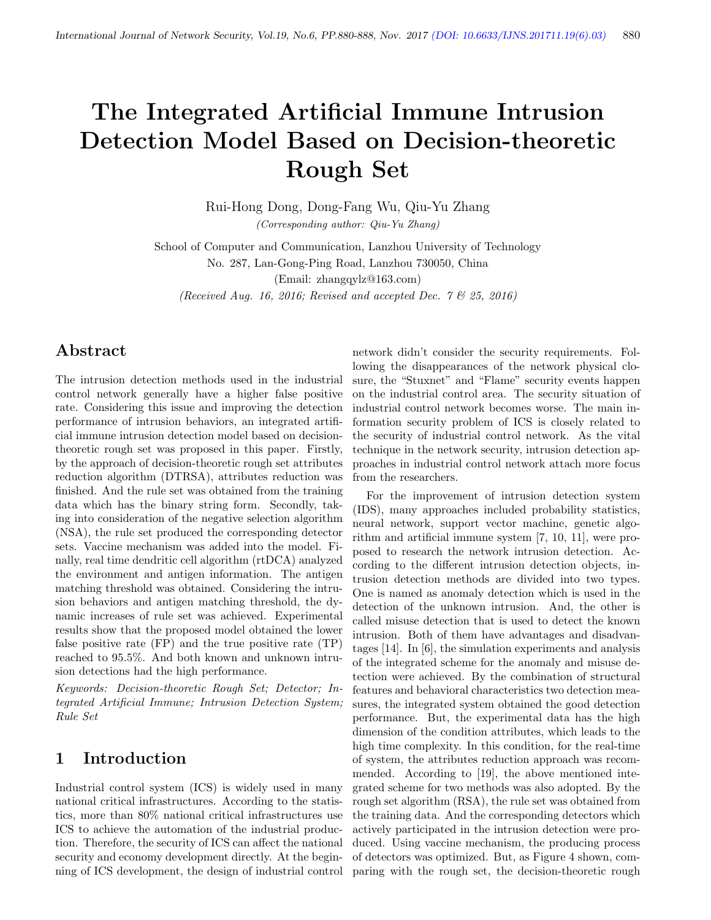# The Integrated Artificial Immune Intrusion Detection Model Based on Decision-theoretic Rough Set

Rui-Hong Dong, Dong-Fang Wu, Qiu-Yu Zhang

*(Corresponding author: Qiu-Yu Zhang)*

School of Computer and Communication, Lanzhou University of Technology

No. 287, Lan-Gong-Ping Road, Lanzhou 730050, China

(Email: zhangqylz@163.com)

*(Received Aug. 16, 2016; Revised and accepted Dec. 7 & 25, 2016)*

## Abstract

The intrusion detection methods used in the industrial control network generally have a higher false positive rate. Considering this issue and improving the detection performance of intrusion behaviors, an integrated artificial immune intrusion detection model based on decision-theoretic rough set was proposed in this paper. Firstly, by the approach of decision-theoretic rough set attributes reduction algorithm (DTRSA), attributes reduction was finished. And the rule set was obtained from the training data which has the binary string form. Secondly, taking into consideration of the negative selection algorithm (NSA), the rule set produced the corresponding detector sets. Vaccine mechanism was added into the model. Finally, real time dendritic cell algorithm (rtDCA) analyzed the environment and antigen information. The antigen matching threshold was obtained. Considering the intrusion behaviors and antigen matching threshold, the dynamic increases of rule set was achieved. Experimental results show that the proposed model obtained the lower false positive rate (FP) and the true positive rate (TP) reached to 95.5%. And both known and unknown intrusion detections had the high performance.

*Keywords: Decision-theoretic Rough Set; Detector; Integrated Artificial Immune; Intrusion Detection System; Rule Set*

## 1 Introduction

Industrial control system (ICS) is widely used in many national critical infrastructures. According to the statistics, more than 80% national critical infrastructures use ICS to achieve the automation of the industrial production. Therefore, the security of ICS can affect the national security and economy development directly. At the beginning of ICS development, the design of industrial control network didn't consider the security requirements. Following the disappearances of the network physical closure, the "Stuxnet" and "Flame" security events happen on the industrial control area. The security situation of industrial control network becomes worse. The main information security problem of ICS is closely related to the security of industrial control network. As the vital technique in the network security, intrusion detection approaches in industrial control network attach more focus from the researchers.

For the improvement of intrusion detection system (IDS), many approaches included probability statistics, neural network, support vector machine, genetic algorithm and artificial immune system [7, 10, 11], were proposed to research the network intrusion detection. According to the different intrusion detection objects, intrusion detection methods are divided into two types. One is named as anomaly detection which is used in the detection of the unknown intrusion. And, the other is called misuse detection that is used to detect the known intrusion. Both of them have advantages and disadvantages [14]. In [6], the simulation experiments and analysis of the integrated scheme for the anomaly and misuse detection were achieved. By the combination of structural features and behavioral characteristics two detection measures, the integrated system obtained the good detection performance. But, the experimental data has the high dimension of the condition attributes, which leads to the high time complexity. In this condition, for the real-time of system, the attributes reduction approach was recommended. According to [19], the above mentioned integrated scheme for two methods was also adopted. By the rough set algorithm (RSA), the rule set was obtained from the training data. And the corresponding detectors which actively participated in the intrusion detection were produced. Using vaccine mechanism, the producing process of detectors was optimized. But, as Figure 4 shown, comparing with the rough set, the decision-theoretic rough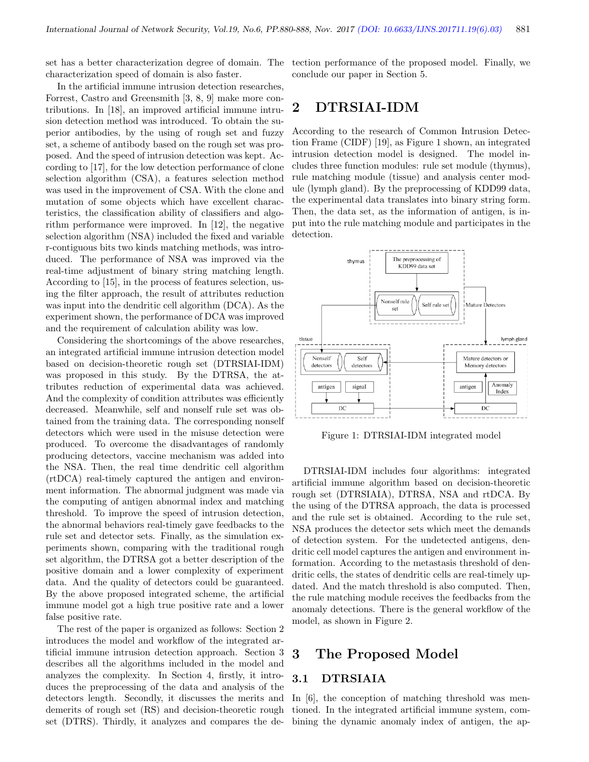set has a better characterization degree of domain. The characterization speed of domain is also faster.

In the artificial immune intrusion detection researches, Forrest, Castro and Greensmith [3, 8, 9] make more contributions. In [18], an improved artificial immune intrusion detection method was introduced. To obtain the superior antibodies, by the using of rough set and fuzzy set, a scheme of antibody based on the rough set was proposed. And the speed of intrusion detection was kept. According to [17], for the low detection performance of clone selection algorithm (CSA), a features selection method was used in the improvement of CSA. With the clone and mutation of some objects which have excellent characteristics, the classification ability of classifiers and algorithm performance were improved. In [12], the negative selection algorithm (NSA) included the fixed and variable r-contiguous bits two kinds matching methods, was introduced. The performance of NSA was improved via the real-time adjustment of binary string matching length. According to [15], in the process of features selection, using the filter approach, the result of attributes reduction was input into the dendritic cell algorithm (DCA). As the experiment shown, the performance of DCA was improved and the requirement of calculation ability was low.

Considering the shortcomings of the above researches, an integrated artificial immune intrusion detection model based on decision-theoretic rough set (DTRSIAI-IDM) was proposed in this study. By the DTRSA, the attributes reduction of experimental data was achieved. And the complexity of condition attributes was efficiently decreased. Meanwhile, self and nonself rule set was obtained from the training data. The corresponding nonself detectors which were used in the misuse detection were produced. To overcome the disadvantages of randomly producing detectors, vaccine mechanism was added into the NSA. Then, the real time dendritic cell algorithm (rtDCA) real-timely captured the antigen and environment information. The abnormal judgment was made via the computing of antigen abnormal index and matching threshold. To improve the speed of intrusion detection, the abnormal behaviors real-timely gave feedbacks to the rule set and detector sets. Finally, as the simulation experiments shown, comparing with the traditional rough set algorithm, the DTRSA got a better description of the positive domain and a lower complexity of experiment data. And the quality of detectors could be guaranteed. By the above proposed integrated scheme, the artificial immune model got a high true positive rate and a lower false positive rate.

The rest of the paper is organized as follows: Section 2 introduces the model and workflow of the integrated artificial immune intrusion detection approach. Section 3 describes all the algorithms included in the model and analyzes the complexity. In Section 4, firstly, it introduces the preprocessing of the data and analysis of the detectors length. Secondly, it discusses the merits and demerits of rough set (RS) and decision-theoretic rough set (DTRS). Thirdly, it analyzes and compares the detection performance of the proposed model. Finally, we conclude our paper in Section 5.

# 2 DTRSIAI-IDM

According to the research of Common Intrusion Detection Frame (CIDF) [19], as Figure 1 shown, an integrated intrusion detection model is designed. The model includes three function modules: rule set module (thymus), rule matching module (tissue) and analysis center module (lymph gland). By the preprocessing of KDD99 data, the experimental data translates into binary string form. Then, the data set, as the information of antigen, is input into the rule matching module and participates in the detection.

Figure 1: DTRSIAI-IDM integrated model

DTRSIAI-IDM includes four algorithms: integrated artificial immune algorithm based on decision-theoretic rough set (DTRSIAIA), DTRSA, NSA and rtDCA. By the using of the DTRSA approach, the data is processed and the rule set is obtained. According to the rule set, NSA produces the detector sets which meet the demands of detection system. For the undetected antigens, dendritic cell model captures the antigen and environment information. According to the metastasis threshold of dendritic cells, the states of dendritic cells are real-timely updated. And the match threshold is also computed. Then, the rule matching module receives the feedbacks from the anomaly detections. There is the general workflow of the model, as shown in Figure 2.

# 3 The Proposed Model

## 3.1 DTRSIAIA

In [6], the conception of matching threshold was mentioned. In the integrated artificial immune system, combining the dynamic anomaly index of antigen, the ap-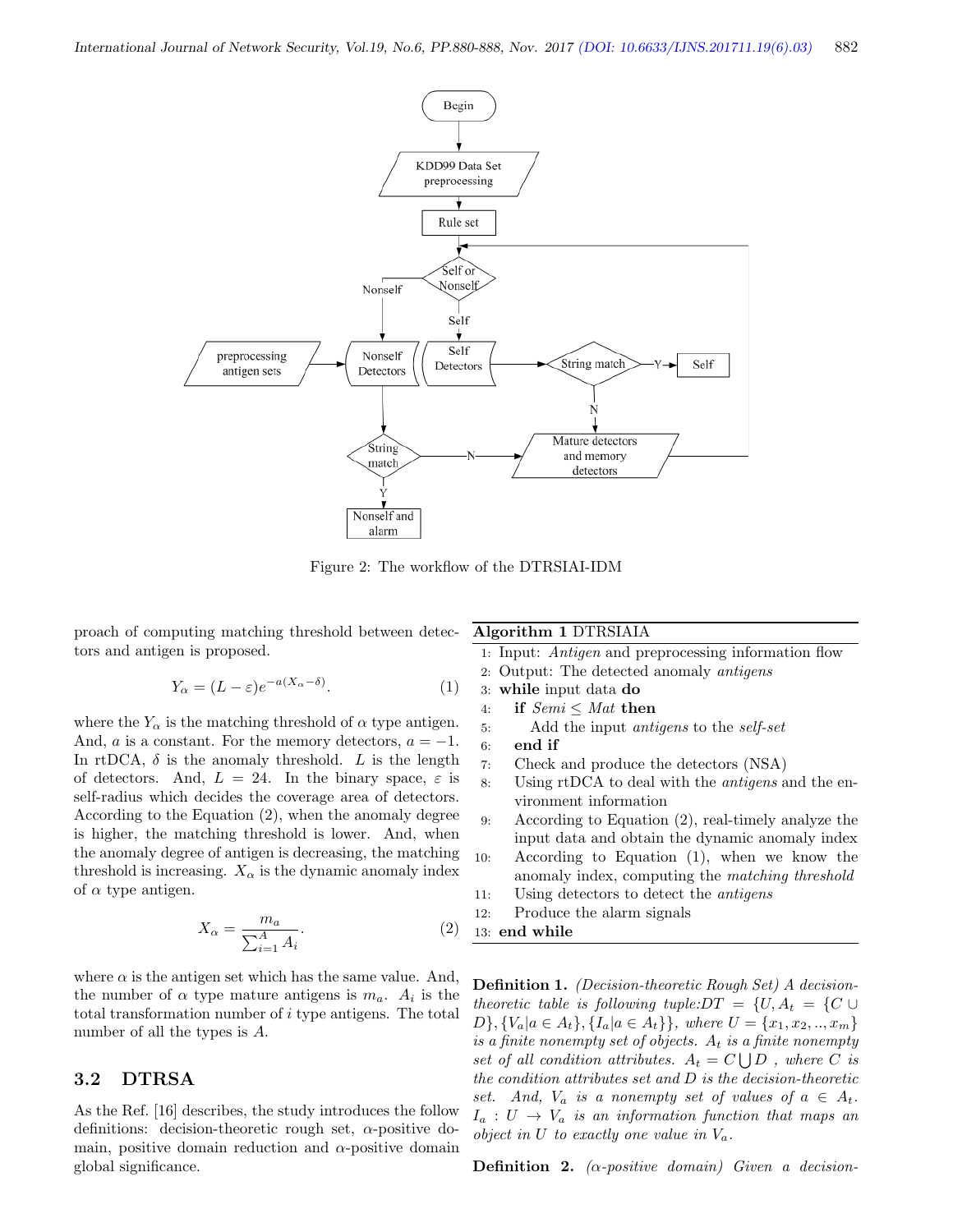Figure 2: The workflow of the DTRSIAI-IDM

proach of computing matching threshold between detectors and antigen is proposed.

$$Y_\alpha = (L - \varepsilon)e^{-a(X_\alpha - \delta)}. \quad (1)$$

where the $Y_\alpha$ is the matching threshold of $\alpha$ type antigen. And, $a$ is a constant. For the memory detectors, $a = -1$. In rtDCA, $\delta$ is the anomaly threshold. $L$ is the length of detectors. And, $L = 24$. In the binary space, $\varepsilon$ is self-radius which decides the coverage area of detectors. According to the Equation (2), when the anomaly degree is higher, the matching threshold is lower. And, when the anomaly degree of antigen is decreasing, the matching threshold is increasing. $X_\alpha$ is the dynamic anomaly index of $\alpha$ type antigen.

$$X_\alpha = \frac{m_a}{\sum_{i=1}^{A} A_i}. \quad (2)$$

where $\alpha$ is the antigen set which has the same value. And, the number of $\alpha$ type mature antigens is $m_a$. $A_i$ is the total transformation number of $i$ type antigens. The total number of all the types is $A$.

**Algorithm 1** DTRSIAIA

1: Input: *Antigen* and preprocessing information flow
2: Output: The detected anomaly *antigens*
3: **while** input data **do**
4: **if** *Semi* $\leq$ *Mat* **then**
5: Add the input *antigens* to the *self-set*
6: **end if**
7: Check and produce the detectors (NSA)
8: Using rtDCA to deal with the *antigens* and the environment information
9: According to Equation (2), real-timely analyze the input data and obtain the dynamic anomaly index
10: According to Equation (1), when we know the anomaly index, computing the *matching threshold*
11: Using detectors to detect the *antigens*
12: Produce the alarm signals
13: **end while**

## 3.2 DTRSA

As the Ref. [16] describes, the study introduces the follow definitions: decision-theoretic rough set, $\alpha$-positive domain, positive domain reduction and $\alpha$-positive domain global significance.

**Definition 1.** *(Decision-theoretic Rough Set) A decision-theoretic table is following tuple:* $DT = \{U, A_t = \{C \cup D\}, \{V_a | a \in A_t\}, \{I_a | a \in A_t\}\}$, *where* $U = \{x_1, x_2, .., x_m\}$ *is a finite nonempty set of objects.* $A_t$ *is a finite nonempty set of all condition attributes.* $A_t = C \bigcup D$ *, where* $C$ *is the condition attributes set and* $D$ *is the decision-theoretic set. And,* $V_a$ *is a nonempty set of values of* $a \in A_t$. $I_a : U \rightarrow V_a$ *is an information function that maps an object in* $U$ *to exactly one value in* $V_a$.

**Definition 2.** *(α-positive domain) Given a decision-*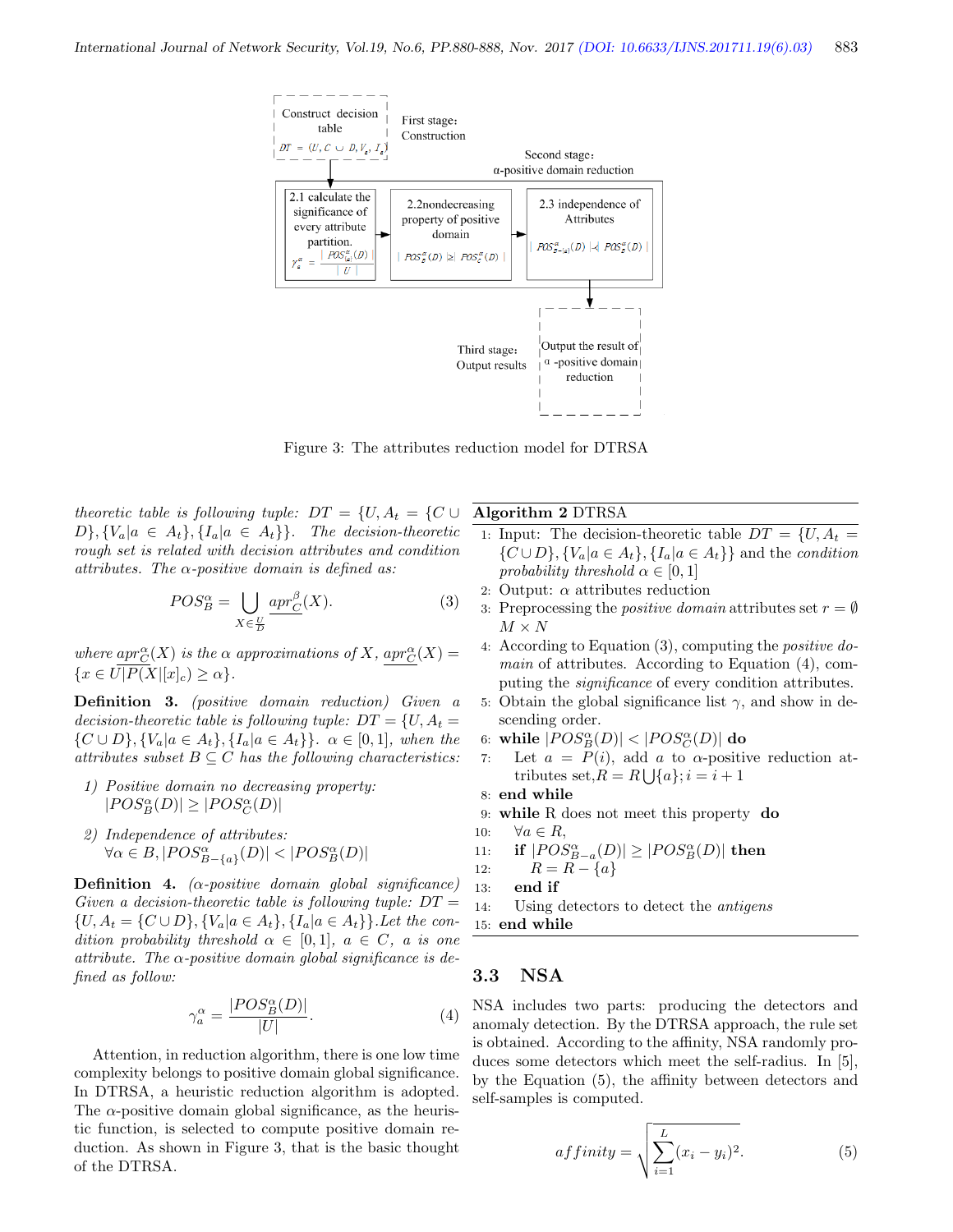Figure 3: The attributes reduction model for DTRSA

theoretic table is following tuple: $DT = \{U, A_t = \{C \cup D\}, \{V_a | a \in A_t\}, \{I_a | a \in A_t\}\}$. *The decision-theoretic rough set is related with decision attributes and condition attributes. The* $\alpha$*-positive domain is defined as:*

$$POS_B^{\alpha} = \bigcup_{X \in \frac{U}{D}} \underline{apr}_C^{\beta}(X). \tag{3}$$

*where* $\underline{apr}_C^{\alpha}(X)$ *is the* $\alpha$ *approximations of* $X$, $\underline{apr}_C^{\alpha}(X) = \{x \in U | P(X|[x]_c) \geq \alpha\}$.

**Definition 3.** *(positive domain reduction) Given a decision-theoretic table is following tuple:* $DT = \{U, A_t = \{C \cup D\}, \{V_a | a \in A_t\}, \{I_a | a \in A_t\}\}$. $\alpha \in [0, 1]$, *when the attributes subset* $B \subseteq C$ *has the following characteristics:*

1) *Positive domain no decreasing property:* $|POS_B^{\alpha}(D)| \geq |POS_C^{\alpha}(D)|$

2) *Independence of attributes:* $\forall \alpha \in B, |POS_{B-\{a\}}^{\alpha}(D)| < |POS_B^{\alpha}(D)|$

**Definition 4.** *(*$\alpha$*-positive domain global significance) Given a decision-theoretic table is following tuple:* $DT = \{U, A_t = \{C \cup D\}, \{V_a | a \in A_t\}, \{I_a | a \in A_t\}\}$*.Let the condition probability threshold* $\alpha \in [0, 1]$, $a \in C$, $a$ *is one attribute. The* $\alpha$*-positive domain global significance is defined as follow:*

$$\gamma_a^{\alpha} = \frac{|POS_B^{\alpha}(D)|}{|U|}. \tag{4}$$

Attention, in reduction algorithm, there is one low time complexity belongs to positive domain global significance. In DTRSA, a heuristic reduction algorithm is adopted. The $\alpha$-positive domain global significance, as the heuristic function, is selected to compute positive domain reduction. As shown in Figure 3, that is the basic thought of the DTRSA.

**Algorithm 2** DTRSA

1: Input: The decision-theoretic table $DT = \{U, A_t = \{C \cup D\}, \{V_a | a \in A_t\}, \{I_a | a \in A_t\}\}$ and the *condition probability threshold* $\alpha \in [0, 1]$
2: Output: $\alpha$ attributes reduction
3: Preprocessing the *positive domain* attributes set $r = \emptyset$ $M \times N$
4: According to Equation (3), computing the *positive domain* of attributes. According to Equation (4), computing the *significance* of every condition attributes.
5: Obtain the global significance list $\gamma$, and show in descending order.
6: **while** $|POS_B^{\alpha}(D)| < |POS_C^{\alpha}(D)|$ **do**
7: &nbsp;&nbsp;&nbsp;Let $a = P(i)$, add $a$ to $\alpha$-positive reduction attributes set, $R = R \bigcup \{a\}; i = i + 1$
8: **end while**
9: **while** R does not meet this property **do**
10: &nbsp;&nbsp;&nbsp;$\forall a \in R$,
11: &nbsp;&nbsp;&nbsp;**if** $|POS_{B-a}^{\alpha}(D)| \geq |POS_B^{\alpha}(D)|$ **then**
12: &nbsp;&nbsp;&nbsp;&nbsp;&nbsp;&nbsp;$R = R - \{a\}$
13: &nbsp;&nbsp;&nbsp;**end if**
14: &nbsp;&nbsp;&nbsp;Using detectors to detect the *antigens*
15: **end while**

### 3.3 NSA

NSA includes two parts: producing the detectors and anomaly detection. By the DTRSA approach, the rule set is obtained. According to the affinity, NSA randomly produces some detectors which meet the self-radius. In [5], by the Equation (5), the affinity between detectors and self-samples is computed.

$$affinity = \sqrt{\sum_{i=1}^{L} (x_i - y_i)^2}. \tag{5}$$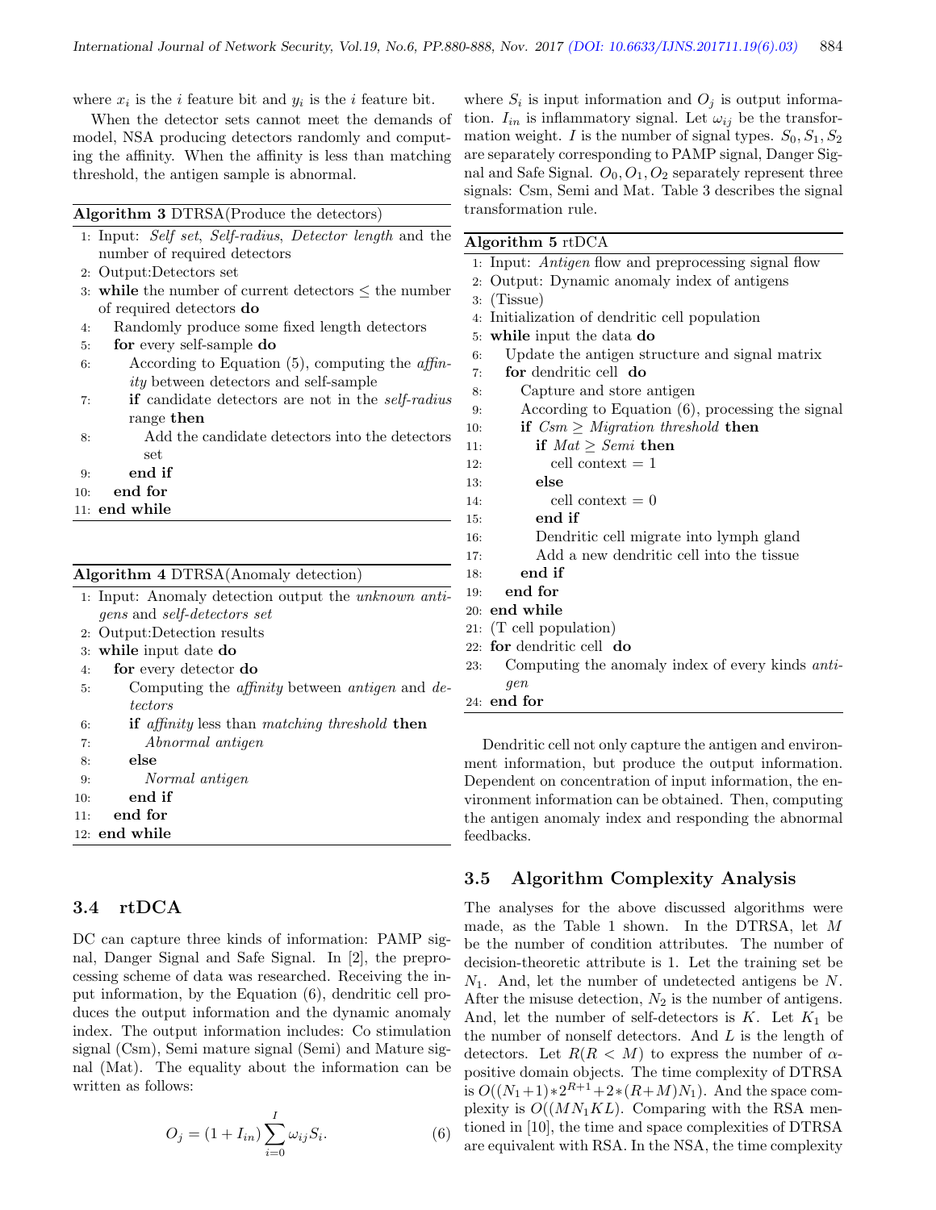where $x_i$ is the $i$ feature bit and $y_i$ is the $i$ feature bit.

When the detector sets cannot meet the demands of model, NSA producing detectors randomly and computing the affinity. When the affinity is less than matching threshold, the antigen sample is abnormal.

**Algorithm 3** DTRSA(Produce the detectors)

```
1: Input: Self set, Self-radius, Detector length and the number of required detectors
2: Output:Detectors set
3: while the number of current detectors ≤ the number of required detectors do
4:     Randomly produce some fixed length detectors
5:     for every self-sample do
6:         According to Equation (5), computing the affinity between detectors and self-sample
7:         if candidate detectors are not in the self-radius range then
8:             Add the candidate detectors into the detectors set
9:         end if
10:    end for
11: end while
```

**Algorithm 4** DTRSA(Anomaly detection)

```
1: Input: Anomaly detection output the unknown antigens and self-detectors set
2: Output:Detection results
3: while input date do
4:     for every detector do
5:         Computing the affinity between antigen and detectors
6:         if affinity less than matching threshold then
7:             Abnormal antigen
8:         else
9:             Normal antigen
10:        end if
11:    end for
12: end while
```

### 3.4 rtDCA

DC can capture three kinds of information: PAMP signal, Danger Signal and Safe Signal. In [2], the preprocessing scheme of data was researched. Receiving the input information, by the Equation (6), dendritic cell produces the output information and the dynamic anomaly index. The output information includes: Co stimulation signal (Csm), Semi mature signal (Semi) and Mature signal (Mat). The equality about the information can be written as follows:

$$O_j = (1 + I_{in}) \sum_{i=0}^{I} \omega_{ij} S_i. \qquad (6)$$

where $S_i$ is input information and $O_j$ is output information. $I_{in}$ is inflammatory signal. Let $\omega_{ij}$ be the transformation weight. $I$ is the number of signal types. $S_0, S_1, S_2$ are separately corresponding to PAMP signal, Danger Signal and Safe Signal. $O_0, O_1, O_2$ separately represent three signals: Csm, Semi and Mat. Table 3 describes the signal transformation rule.

**Algorithm 5** rtDCA

```
1: Input: Antigen flow and preprocessing signal flow
2: Output: Dynamic anomaly index of antigens
3: (Tissue)
4: Initialization of dendritic cell population
5: while input the data do
6:     Update the antigen structure and signal matrix
7:     for dendritic cell do
8:         Capture and store antigen
9:         According to Equation (6), processing the signal
10:        if Csm ≥ Migration threshold then
11:            if Mat ≥ Semi then
12:                cell context = 1
13:            else
14:                cell context = 0
15:            end if
16:            Dendritic cell migrate into lymph gland
17:            Add a new dendritic cell into the tissue
18:        end if
19:    end for
20: end while
21: (T cell population)
22: for dendritic cell do
23:     Computing the anomaly index of every kinds antigen
24: end for
```

Dendritic cell not only capture the antigen and environment information, but produce the output information. Dependent on concentration of input information, the environment information can be obtained. Then, computing the antigen anomaly index and responding the abnormal feedbacks.

### 3.5 Algorithm Complexity Analysis

The analyses for the above discussed algorithms were made, as the Table 1 shown. In the DTRSA, let $M$ be the number of condition attributes. The number of decision-theoretic attribute is 1. Let the training set be $N_1$. And, let the number of undetected antigens be $N$. After the misuse detection, $N_2$ is the number of antigens. And, let the number of self-detectors is $K$. Let $K_1$ be the number of nonself detectors. And $L$ is the length of detectors. Let $R(R < M)$ to express the number of $\alpha$-positive domain objects. The time complexity of DTRSA is $O((N_1+1)*2^{R+1}+2*(R+M)N_1)$. And the space complexity is $O((MN_1KL)$. Comparing with the RSA mentioned in [10], the time and space complexities of DTRSA are equivalent with RSA. In the NSA, the time complexity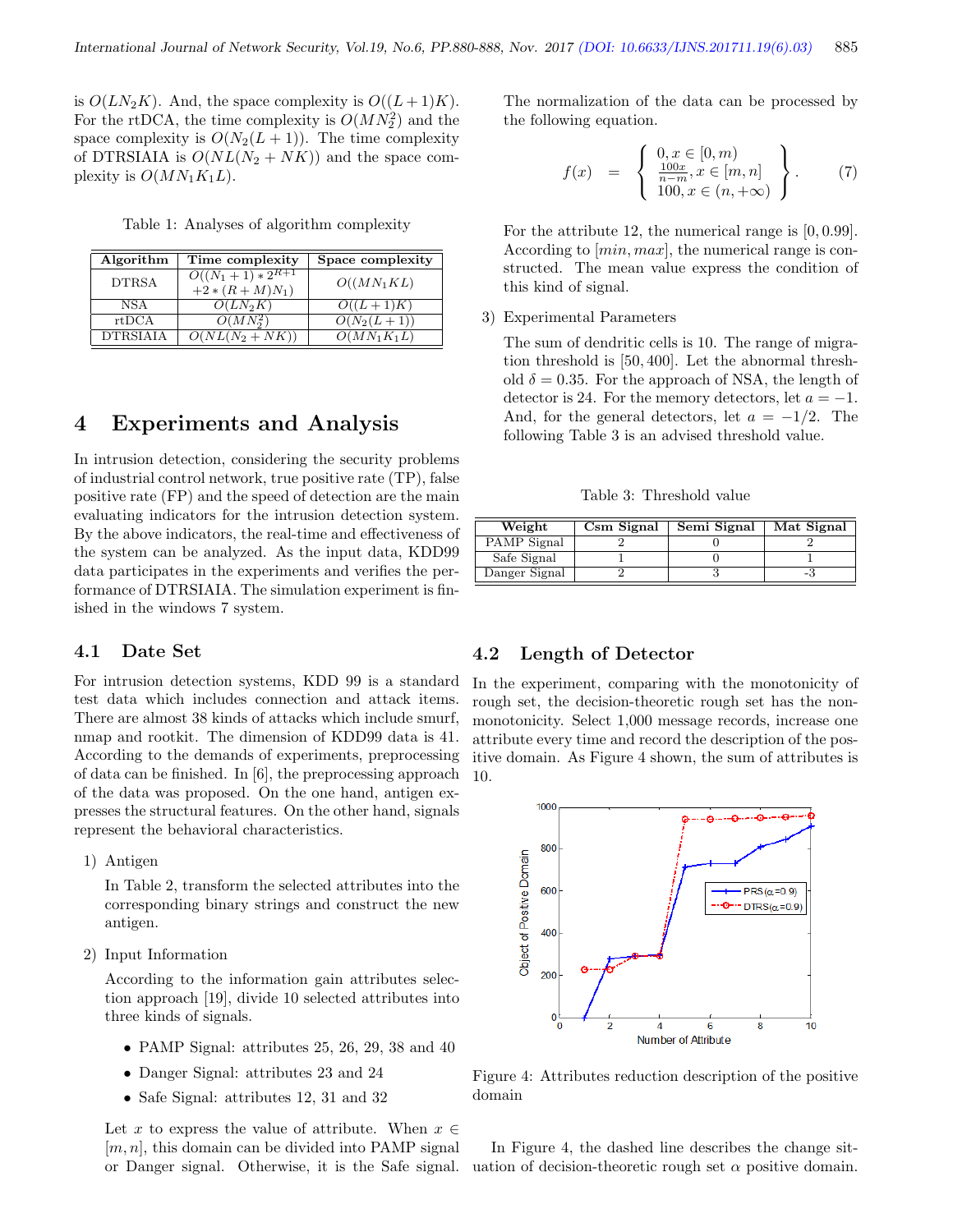is $O(LN_2K)$. And, the space complexity is $O((L+1)K)$. For the rtDCA, the time complexity is $O(MN_2^2)$ and the space complexity is $O(N_2(L+1))$. The time complexity of DTRSIAIA is $O(NL(N_2+NK))$ and the space complexity is $O(MN_1K_1L)$.

Table 1: Analyses of algorithm complexity

| Algorithm | Time complexity | Space complexity |
|---|---|---|
| DTRSA | $O((N_1+1)*2^{R+1} +2*(R+M)N_1)$ | $O((MN_1KL)$ |
| NSA | $O(LN_2K)$ | $O((L+1)K)$ |
| rtDCA | $O(MN_2^2)$ | $O(N_2(L+1))$ |
| DTRSIAIA | $O(NL(N_2+NK))$ | $O(MN_1K_1L)$ |

# 4 Experiments and Analysis

In intrusion detection, considering the security problems of industrial control network, true positive rate (TP), false positive rate (FP) and the speed of detection are the main evaluating indicators for the intrusion detection system. By the above indicators, the real-time and effectiveness of the system can be analyzed. As the input data, KDD99 data participates in the experiments and verifies the performance of DTRSIAIA. The simulation experiment is finished in the windows 7 system.

## 4.1 Date Set

For intrusion detection systems, KDD 99 is a standard test data which includes connection and attack items. There are almost 38 kinds of attacks which include smurf, nmap and rootkit. The dimension of KDD99 data is 41. According to the demands of experiments, preprocessing of data can be finished. In [6], the preprocessing approach of the data was proposed. On the one hand, antigen expresses the structural features. On the other hand, signals represent the behavioral characteristics.

1) Antigen

   In Table 2, transform the selected attributes into the corresponding binary strings and construct the new antigen.

2) Input Information

   According to the information gain attributes selection approach [19], divide 10 selected attributes into three kinds of signals.

   - PAMP Signal: attributes 25, 26, 29, 38 and 40
   - Danger Signal: attributes 23 and 24
   - Safe Signal: attributes 12, 31 and 32

   Let $x$ to express the value of attribute. When $x \in [m,n]$, this domain can be divided into PAMP signal or Danger signal. Otherwise, it is the Safe signal. The normalization of the data can be processed by the following equation.

$$f(x) = \left\{ \begin{array}{l} 0, x \in [0,m) \\ \frac{100x}{n-m}, x \in [m,n] \\ 100, x \in (n,+\infty) \end{array} \right\}. \quad (7)$$

   For the attribute 12, the numerical range is $[0, 0.99]$. According to $[min, max]$, the numerical range is constructed. The mean value express the condition of this kind of signal.

3) Experimental Parameters

   The sum of dendritic cells is 10. The range of migration threshold is $[50, 400]$. Let the abnormal threshold $\delta = 0.35$. For the approach of NSA, the length of detector is 24. For the memory detectors, let $a = -1$. And, for the general detectors, let $a = -1/2$. The following Table 3 is an advised threshold value.

Table 3: Threshold value

| Weight | Csm Signal | Semi Signal | Mat Signal |
|---|---|---|---|
| PAMP Signal | 2 | 0 | 2 |
| Safe Signal | 1 | 0 | 1 |
| Danger Signal | 2 | 3 | -3 |

## 4.2 Length of Detector

In the experiment, comparing with the monotonicity of rough set, the decision-theoretic rough set has the non-monotonicity. Select 1,000 message records, increase one attribute every time and record the description of the positive domain. As Figure 4 shown, the sum of attributes is 10.

Figure 4: Attributes reduction description of the positive domain

In Figure 4, the dashed line describes the change situation of decision-theoretic rough set $\alpha$ positive domain.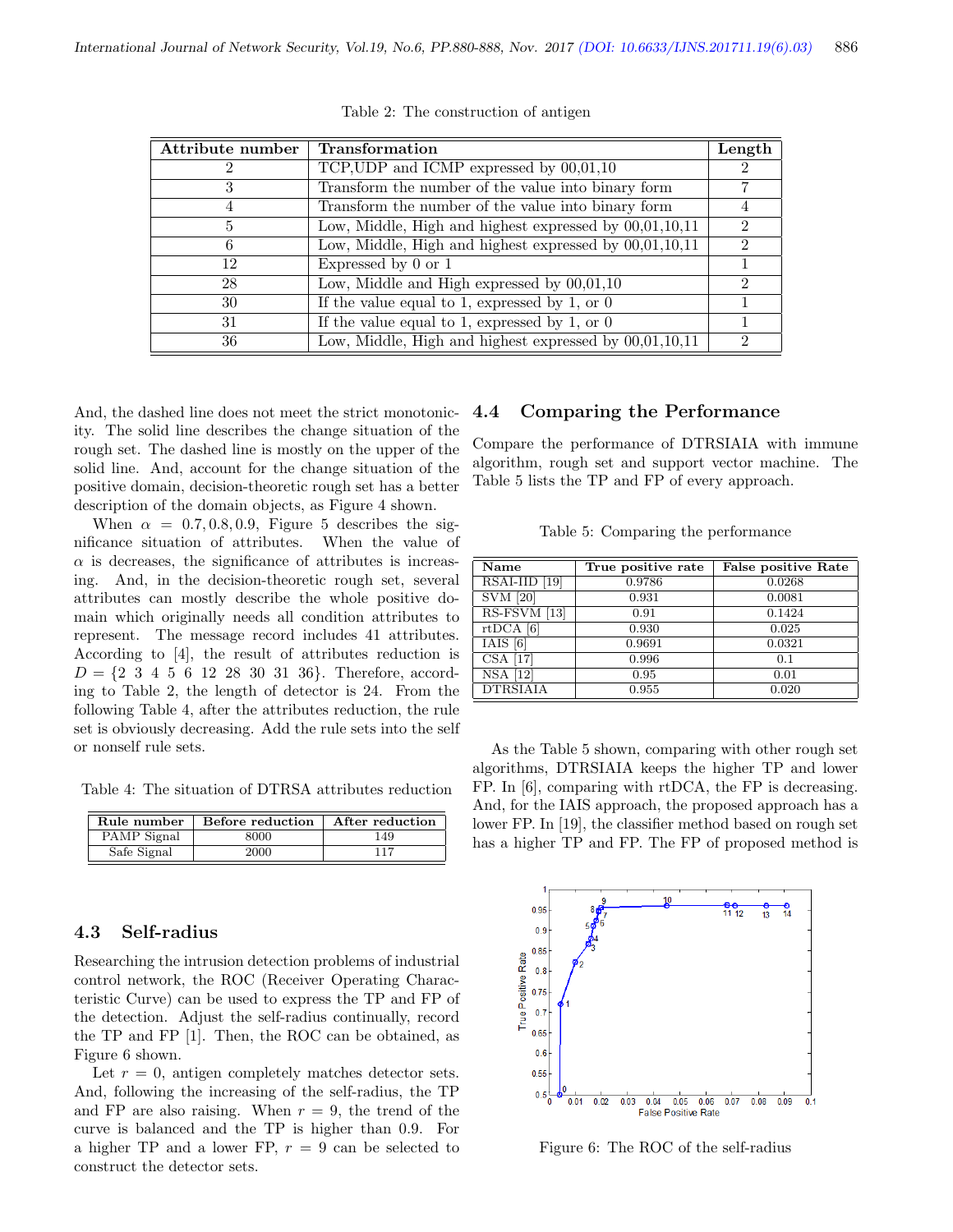Table 2: The construction of antigen

| Attribute number | Transformation | Length |
|---|---|---|
| 2 | TCP,UDP and ICMP expressed by 00,01,10 | 2 |
| 3 | Transform the number of the value into binary form | 7 |
| 4 | Transform the number of the value into binary form | 4 |
| 5 | Low, Middle, High and highest expressed by 00,01,10,11 | 2 |
| 6 | Low, Middle, High and highest expressed by 00,01,10,11 | 2 |
| 12 | Expressed by 0 or 1 | 1 |
| 28 | Low, Middle and High expressed by 00,01,10 | 2 |
| 30 | If the value equal to 1, expressed by 1, or 0 | 1 |
| 31 | If the value equal to 1, expressed by 1, or 0 | 1 |
| 36 | Low, Middle, High and highest expressed by 00,01,10,11 | 2 |

And, the dashed line does not meet the strict monotonicity. The solid line describes the change situation of the rough set. The dashed line is mostly on the upper of the solid line. And, account for the change situation of the positive domain, decision-theoretic rough set has a better description of the domain objects, as Figure 4 shown.

When $\alpha = 0.7, 0.8, 0.9$, Figure 5 describes the significance situation of attributes. When the value of $\alpha$ is decreases, the significance of attributes is increasing. And, in the decision-theoretic rough set, several attributes can mostly describe the whole positive domain which originally needs all condition attributes to represent. The message record includes 41 attributes. According to [4], the result of attributes reduction is $D = \{2\ 3\ 4\ 5\ 6\ 12\ 28\ 30\ 31\ 36\}$. Therefore, according to Table 2, the length of detector is 24. From the following Table 4, after the attributes reduction, the rule set is obviously decreasing. Add the rule sets into the self or nonself rule sets.

Table 4: The situation of DTRSA attributes reduction

| Rule number | Before reduction | After reduction |
|---|---|---|
| PAMP Signal | 8000 | 149 |
| Safe Signal | 2000 | 117 |

### 4.3 Self-radius

Researching the intrusion detection problems of industrial control network, the ROC (Receiver Operating Characteristic Curve) can be used to express the TP and FP of the detection. Adjust the self-radius continually, record the TP and FP [1]. Then, the ROC can be obtained, as Figure 6 shown.

Let $r = 0$, antigen completely matches detector sets. And, following the increasing of the self-radius, the TP and FP are also raising. When $r = 9$, the trend of the curve is balanced and the TP is higher than 0.9. For a higher TP and a lower FP, $r = 9$ can be selected to construct the detector sets.

### 4.4 Comparing the Performance

Compare the performance of DTRSIAIA with immune algorithm, rough set and support vector machine. The Table 5 lists the TP and FP of every approach.

Table 5: Comparing the performance

| Name | True positive rate | False positive Rate |
|---|---|---|
| RSAI-IID [19] | 0.9786 | 0.0268 |
| SVM [20] | 0.931 | 0.0081 |
| RS-FSVM [13] | 0.91 | 0.1424 |
| rtDCA [6] | 0.930 | 0.025 |
| IAIS [6] | 0.9691 | 0.0321 |
| CSA [17] | 0.996 | 0.1 |
| NSA [12] | 0.95 | 0.01 |
| DTRSIAIA | 0.955 | 0.020 |

As the Table 5 shown, comparing with other rough set algorithms, DTRSIAIA keeps the higher TP and lower FP. In [6], comparing with rtDCA, the FP is decreasing. And, for the IAIS approach, the proposed approach has a lower FP. In [19], the classifier method based on rough set has a higher TP and FP. The FP of proposed method is

Figure 6: The ROC of the self-radius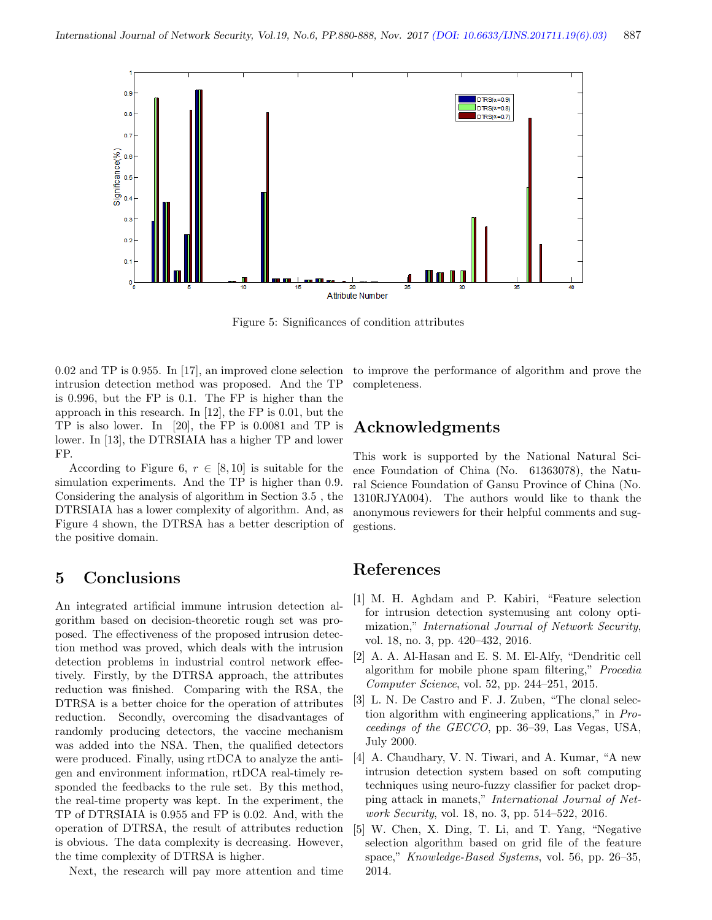Figure 5: Significances of condition attributes

0.02 and TP is 0.955. In [17], an improved clone selection intrusion detection method was proposed. And the TP is 0.996, but the FP is 0.1. The FP is higher than the approach in this research. In [12], the FP is 0.01, but the TP is also lower. In [20], the FP is 0.0081 and TP is lower. In [13], the DTRSIAIA has a higher TP and lower FP.

According to Figure 6, $r \in [8, 10]$ is suitable for the simulation experiments. And the TP is higher than 0.9. Considering the analysis of algorithm in Section 3.5 , the DTRSIAIA has a lower complexity of algorithm. And, as Figure 4 shown, the DTRSA has a better description of the positive domain.

# 5 Conclusions

An integrated artificial immune intrusion detection algorithm based on decision-theoretic rough set was proposed. The effectiveness of the proposed intrusion detection method was proved, which deals with the intrusion detection problems in industrial control network effectively. Firstly, by the DTRSA approach, the attributes reduction was finished. Comparing with the RSA, the DTRSA is a better choice for the operation of attributes reduction. Secondly, overcoming the disadvantages of randomly producing detectors, the vaccine mechanism was added into the NSA. Then, the qualified detectors were produced. Finally, using rtDCA to analyze the antigen and environment information, rtDCA real-timely responded the feedbacks to the rule set. By this method, the real-time property was kept. In the experiment, the TP of DTRSIAIA is 0.955 and FP is 0.02. And, with the operation of DTRSA, the result of attributes reduction is obvious. The data complexity is decreasing. However, the time complexity of DTRSA is higher.

Next, the research will pay more attention and time to improve the performance of algorithm and prove the completeness.

# Acknowledgments

This work is supported by the National Natural Science Foundation of China (No. 61363078), the Natural Science Foundation of Gansu Province of China (No. 1310RJYA004). The authors would like to thank the anonymous reviewers for their helpful comments and suggestions.

# References

[1] M. H. Aghdam and P. Kabiri, "Feature selection for intrusion detection systemusing ant colony optimization," *International Journal of Network Security*, vol. 18, no. 3, pp. 420–432, 2016.

[2] A. A. Al-Hasan and E. S. M. El-Alfy, "Dendritic cell algorithm for mobile phone spam filtering," *Procedia Computer Science*, vol. 52, pp. 244–251, 2015.

[3] L. N. De Castro and F. J. Zuben, "The clonal selection algorithm with engineering applications," in *Proceedings of the GECCO*, pp. 36–39, Las Vegas, USA, July 2000.

[4] A. Chaudhary, V. N. Tiwari, and A. Kumar, "A new intrusion detection system based on soft computing techniques using neuro-fuzzy classifier for packet dropping attack in manets," *International Journal of Network Security*, vol. 18, no. 3, pp. 514–522, 2016.

[5] W. Chen, X. Ding, T. Li, and T. Yang, "Negative selection algorithm based on grid file of the feature space," *Knowledge-Based Systems*, vol. 56, pp. 26–35, 2014.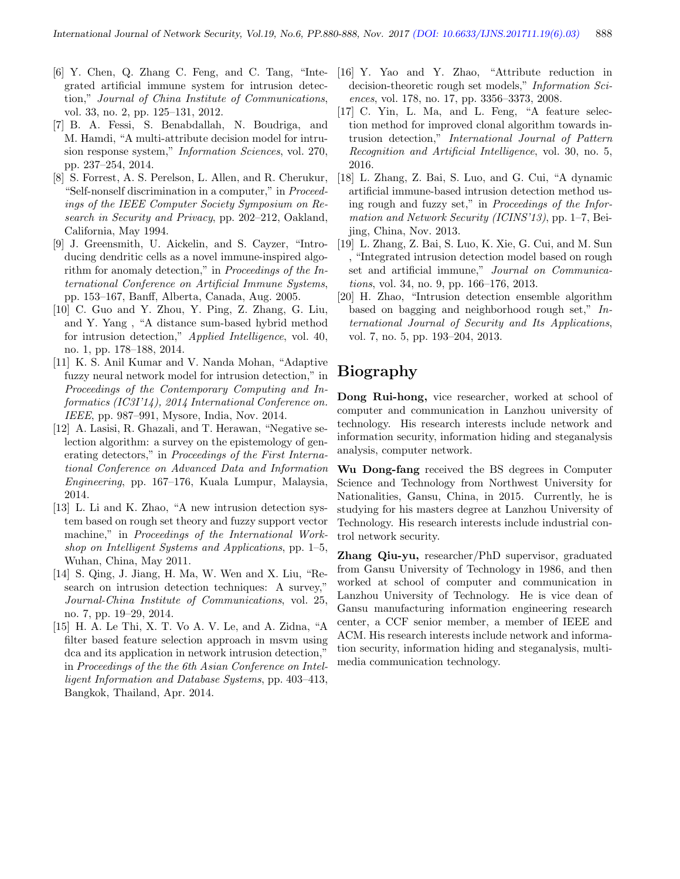[6] Y. Chen, Q. Zhang C. Feng, and C. Tang, "Integrated artificial immune system for intrusion detection," *Journal of China Institute of Communications*, vol. 33, no. 2, pp. 125–131, 2012.

[7] B. A. Fessi, S. Benabdallah, N. Boudriga, and M. Hamdi, "A multi-attribute decision model for intrusion response system," *Information Sciences*, vol. 270, pp. 237–254, 2014.

[8] S. Forrest, A. S. Perelson, L. Allen, and R. Cherukur, "Self-nonself discrimination in a computer," in *Proceedings of the IEEE Computer Society Symposium on Research in Security and Privacy*, pp. 202–212, Oakland, California, May 1994.

[9] J. Greensmith, U. Aickelin, and S. Cayzer, "Introducing dendritic cells as a novel immune-inspired algorithm for anomaly detection," in *Proceedings of the International Conference on Artificial Immune Systems*, pp. 153–167, Banff, Alberta, Canada, Aug. 2005.

[10] C. Guo and Y. Zhou, Y. Ping, Z. Zhang, G. Liu, and Y. Yang , "A distance sum-based hybrid method for intrusion detection," *Applied Intelligence*, vol. 40, no. 1, pp. 178–188, 2014.

[11] K. S. Anil Kumar and V. Nanda Mohan, "Adaptive fuzzy neural network model for intrusion detection," in *Proceedings of the Contemporary Computing and Informatics (IC3I'14), 2014 International Conference on. IEEE*, pp. 987–991, Mysore, India, Nov. 2014.

[12] A. Lasisi, R. Ghazali, and T. Herawan, "Negative selection algorithm: a survey on the epistemology of generating detectors," in *Proceedings of the First International Conference on Advanced Data and Information Engineering*, pp. 167–176, Kuala Lumpur, Malaysia, 2014.

[13] L. Li and K. Zhao, "A new intrusion detection system based on rough set theory and fuzzy support vector machine," in *Proceedings of the International Workshop on Intelligent Systems and Applications*, pp. 1–5, Wuhan, China, May 2011.

[14] S. Qing, J. Jiang, H. Ma, W. Wen and X. Liu, "Research on intrusion detection techniques: A survey," *Journal-China Institute of Communications*, vol. 25, no. 7, pp. 19–29, 2014.

[15] H. A. Le Thi, X. T. Vo A. V. Le, and A. Zidna, "A filter based feature selection approach in msvm using dca and its application in network intrusion detection," in *Proceedings of the the 6th Asian Conference on Intelligent Information and Database Systems*, pp. 403–413, Bangkok, Thailand, Apr. 2014.

[16] Y. Yao and Y. Zhao, "Attribute reduction in decision-theoretic rough set models," *Information Sciences*, vol. 178, no. 17, pp. 3356–3373, 2008.

[17] C. Yin, L. Ma, and L. Feng, "A feature selection method for improved clonal algorithm towards intrusion detection," *International Journal of Pattern Recognition and Artificial Intelligence*, vol. 30, no. 5, 2016.

[18] L. Zhang, Z. Bai, S. Luo, and G. Cui, "A dynamic artificial immune-based intrusion detection method using rough and fuzzy set," in *Proceedings of the Information and Network Security (ICINS'13)*, pp. 1–7, Beijing, China, Nov. 2013.

[19] L. Zhang, Z. Bai, S. Luo, K. Xie, G. Cui, and M. Sun , "Integrated intrusion detection model based on rough set and artificial immune," *Journal on Communications*, vol. 34, no. 9, pp. 166–176, 2013.

[20] H. Zhao, "Intrusion detection ensemble algorithm based on bagging and neighborhood rough set," *International Journal of Security and Its Applications*, vol. 7, no. 5, pp. 193–204, 2013.

# Biography

**Dong Rui-hong,** vice researcher, worked at school of computer and communication in Lanzhou university of technology. His research interests include network and information security, information hiding and steganalysis analysis, computer network.

**Wu Dong-fang** received the BS degrees in Computer Science and Technology from Northwest University for Nationalities, Gansu, China, in 2015. Currently, he is studying for his masters degree at Lanzhou University of Technology. His research interests include industrial control network security.

**Zhang Qiu-yu,** researcher/PhD supervisor, graduated from Gansu University of Technology in 1986, and then worked at school of computer and communication in Lanzhou University of Technology. He is vice dean of Gansu manufacturing information engineering research center, a CCF senior member, a member of IEEE and ACM. His research interests include network and information security, information hiding and steganalysis, multimedia communication technology.